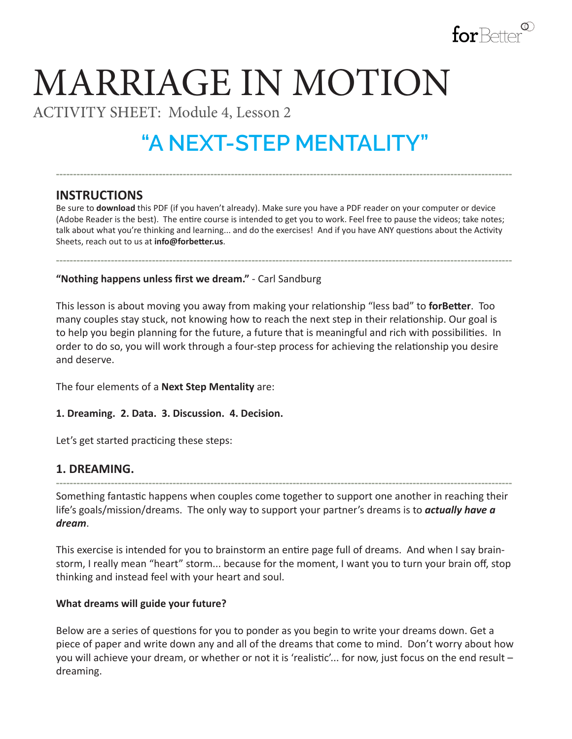# MARRIAGE IN MOTION

ACTIVITY SHEET: Module 4, Lesson 2

## "A NEXT-STEP MENTALITY"

---

## INSTRUCTIONS

Be sure to **download** this PDF (if you haven't already). Make sure you have a PDF reader on your computer or device (Adobe Reader is the best). The entire course is intended to get you to work. Feel free to pause the videos; take notes; talk about what you're thinking and learning... and do the exercises! And if you have ANY questions about the Activity Sheets, reach out to us at **info@forbetter.us**.

---

**"Nothing happens unless first we dream."** - Carl Sandburg

This lesson is about moving you away from making your relationship "less bad" to **forBetter**. Too many couples stay stuck, not knowing how to reach the next step in their relationship. Our goal is to help you begin planning for the future, a future that is meaningful and rich with possibilities. In order to do so, you will work through a four-step process for achieving the relationship you desire and deserve.

The four elements of a **Next Step Mentality** are:

**1. Dreaming. 2. Data. 3. Discussion. 4. Decision.**

Let's get started practicing these steps:

## 1. DREAMING.

---

Something fantastic happens when couples come together to support one another in reaching their life's goals/mission/dreams. The only way to support your partner's dreams is to ***actually have a dream***.

This exercise is intended for you to brainstorm an entire page full of dreams. And when I say brain-storm, I really mean "heart" storm... because for the moment, I want you to turn your brain off, stop thinking and instead feel with your heart and soul.

**What dreams will guide your future?**

Below are a series of questions for you to ponder as you begin to write your dreams down. Get a piece of paper and write down any and all of the dreams that come to mind. Don't worry about how you will achieve your dream, or whether or not it is 'realistic'... for now, just focus on the end result – dreaming.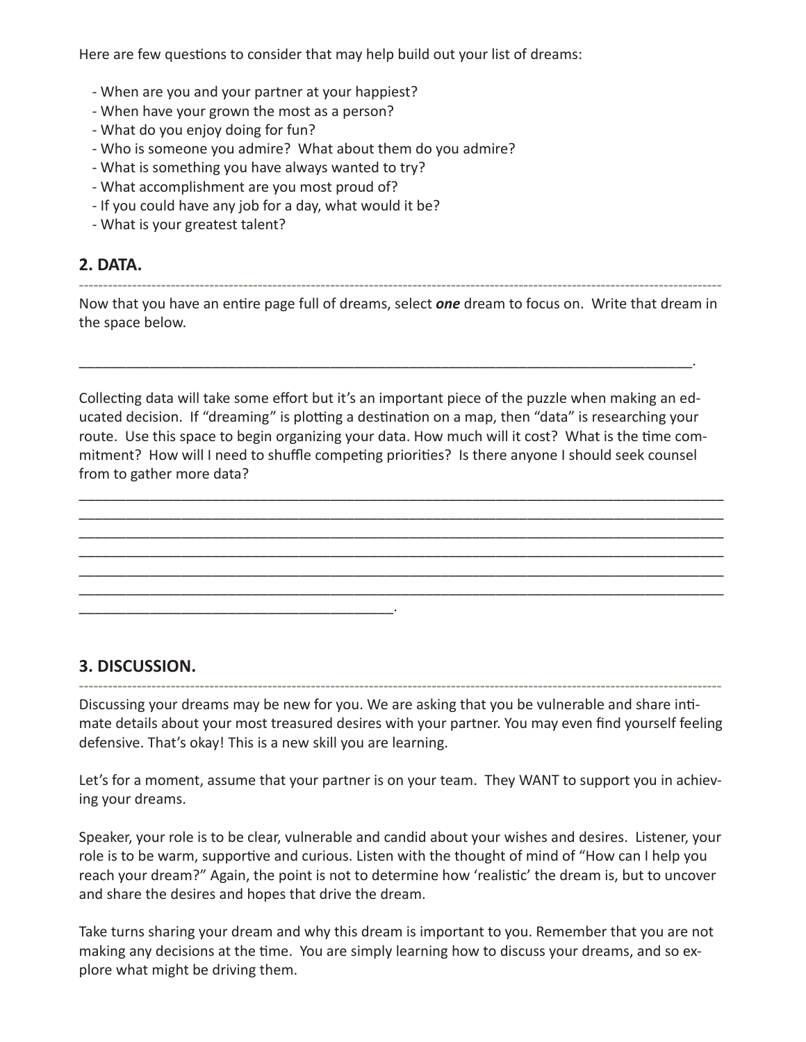Here are few questions to consider that may help build out your list of dreams:

- When are you and your partner at your happiest?
- When have your grown the most as a person?
- What do you enjoy doing for fun?
- Who is someone you admire? What about them do you admire?
- What is something you have always wanted to try?
- What accomplishment are you most proud of?
- If you could have any job for a day, what would it be?
- What is your greatest talent?

## 2. DATA.

---

Now that you have an entire page full of dreams, select ***one*** dream to focus on. Write that dream in the space below.

_______________________________________________________________________________.

Collecting data will take some effort but it's an important piece of the puzzle when making an educated decision. If "dreaming" is plotting a destination on a map, then "data" is researching your route. Use this space to begin organizing your data. How much will it cost? What is the time commitment? How will I need to shuffle competing priorities? Is there anyone I should seek counsel from to gather more data?

__________________________________________________________________________________
__________________________________________________________________________________
__________________________________________________________________________________
__________________________________________________________________________________
__________________________________________________________________________________
__________________________________________________________________________________
________________________________________.

## 3. DISCUSSION.

---

Discussing your dreams may be new for you. We are asking that you be vulnerable and share intimate details about your most treasured desires with your partner. You may even find yourself feeling defensive. That's okay! This is a new skill you are learning.

Let's for a moment, assume that your partner is on your team. They WANT to support you in achieving your dreams.

Speaker, your role is to be clear, vulnerable and candid about your wishes and desires. Listener, your role is to be warm, supportive and curious. Listen with the thought of mind of "How can I help you reach your dream?" Again, the point is not to determine how 'realistic' the dream is, but to uncover and share the desires and hopes that drive the dream.

Take turns sharing your dream and why this dream is important to you. Remember that you are not making any decisions at the time. You are simply learning how to discuss your dreams, and so explore what might be driving them.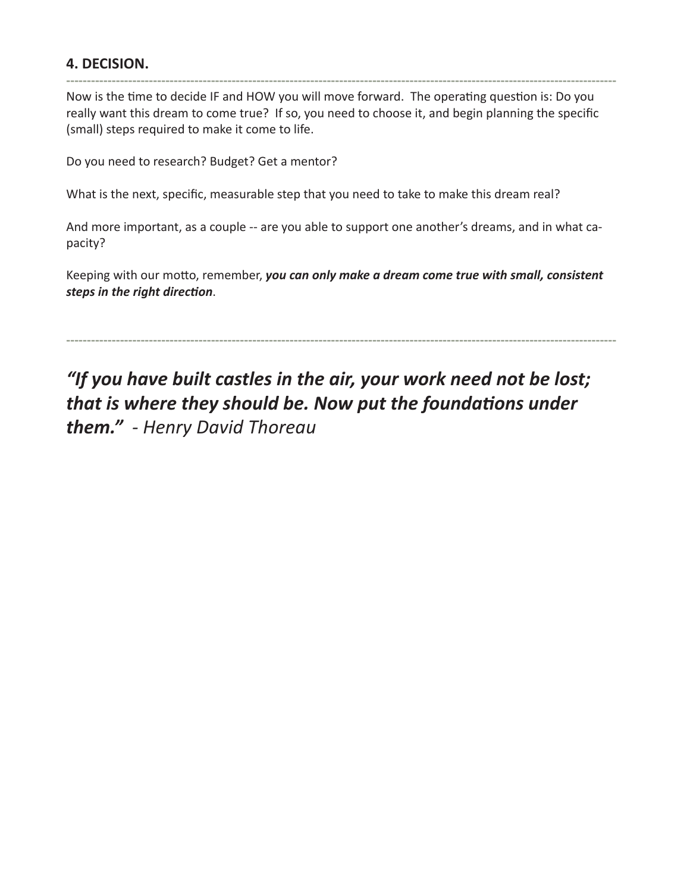### 4. DECISION.

---

Now is the time to decide IF and HOW you will move forward. The operating question is: Do you really want this dream to come true? If so, you need to choose it, and begin planning the specific (small) steps required to make it come to life.

Do you need to research? Budget? Get a mentor?

What is the next, specific, measurable step that you need to take to make this dream real?

And more important, as a couple -- are you able to support one another's dreams, and in what capacity?

Keeping with our motto, remember, ***you can only make a dream come true with small, consistent steps in the right direction***.

---

***"If you have built castles in the air, your work need not be lost; that is where they should be. Now put the foundations under them."*** *- Henry David Thoreau*